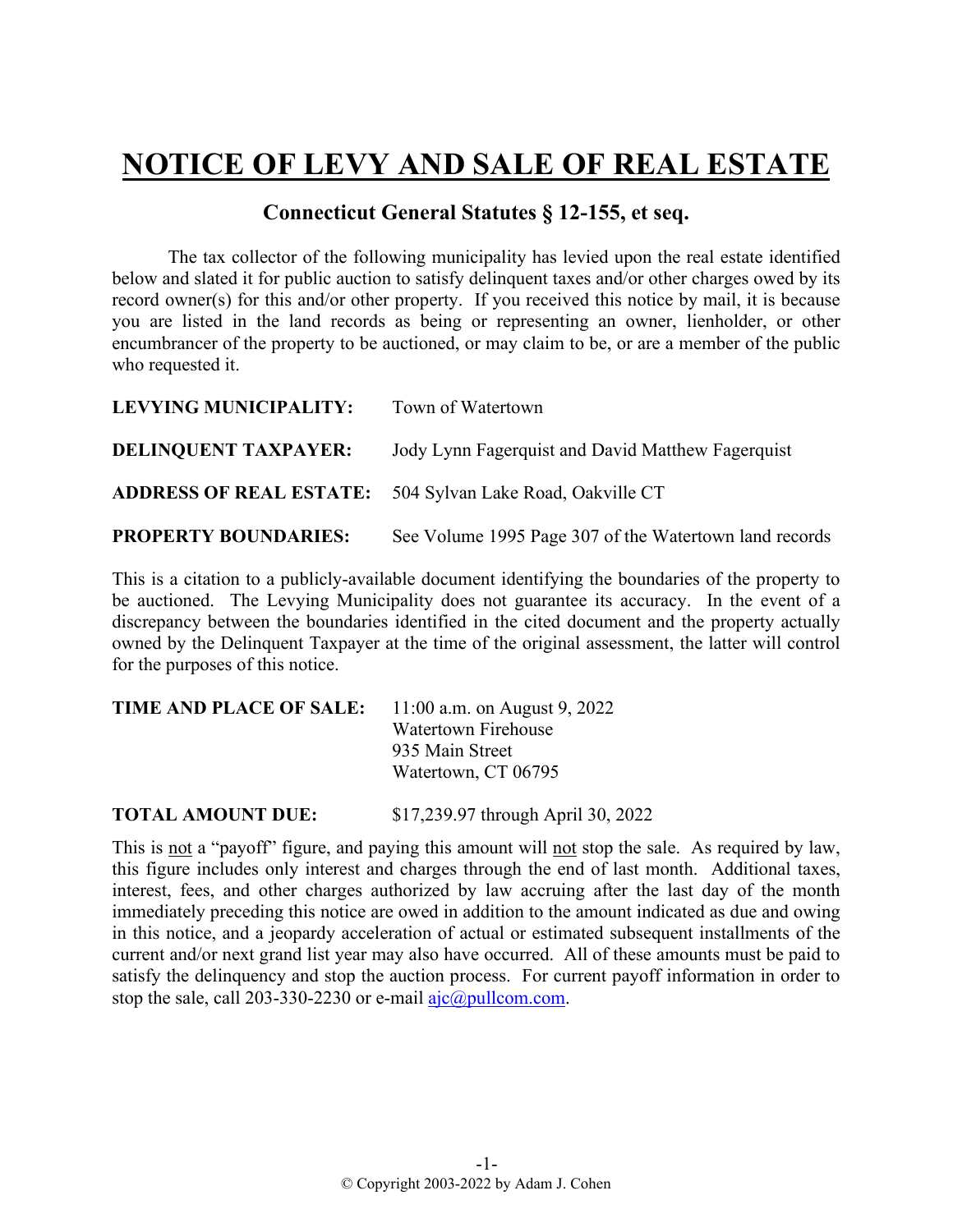# NOTICE OF LEVY AND SALE OF REAL ESTATE

## Connecticut General Statutes § 12-155, et seq.

The tax collector of the following municipality has levied upon the real estate identified below and slated it for public auction to satisfy delinquent taxes and/or other charges owed by its record owner(s) for this and/or other property. If you received this notice by mail, it is because you are listed in the land records as being or representing an owner, lienholder, or other encumbrancer of the property to be auctioned, or may claim to be, or are a member of the public who requested it.

**LEVYING MUNICIPALITY:** Town of Watertown

**DELINQUENT TAXPAYER:** Jody Lynn Fagerquist and David Matthew Fagerquist

**ADDRESS OF REAL ESTATE:** 504 Sylvan Lake Road, Oakville CT

**PROPERTY BOUNDARIES:** See Volume 1995 Page 307 of the Watertown land records

This is a citation to a publicly-available document identifying the boundaries of the property to be auctioned. The Levying Municipality does not guarantee its accuracy. In the event of a discrepancy between the boundaries identified in the cited document and the property actually owned by the Delinquent Taxpayer at the time of the original assessment, the latter will control for the purposes of this notice.

**TIME AND PLACE OF SALE:** 11:00 a.m. on August 9, 2022
Watertown Firehouse
935 Main Street
Watertown, CT 06795

**TOTAL AMOUNT DUE:** $17,239.97 through April 30, 2022

This is not a "payoff" figure, and paying this amount will not stop the sale. As required by law, this figure includes only interest and charges through the end of last month. Additional taxes, interest, fees, and other charges authorized by law accruing after the last day of the month immediately preceding this notice are owed in addition to the amount indicated as due and owing in this notice, and a jeopardy acceleration of actual or estimated subsequent installments of the current and/or next grand list year may also have occurred. All of these amounts must be paid to satisfy the delinquency and stop the auction process. For current payoff information in order to stop the sale, call 203-330-2230 or e-mail ajc@pullcom.com.

© Copyright 2003-2022 by Adam J. Cohen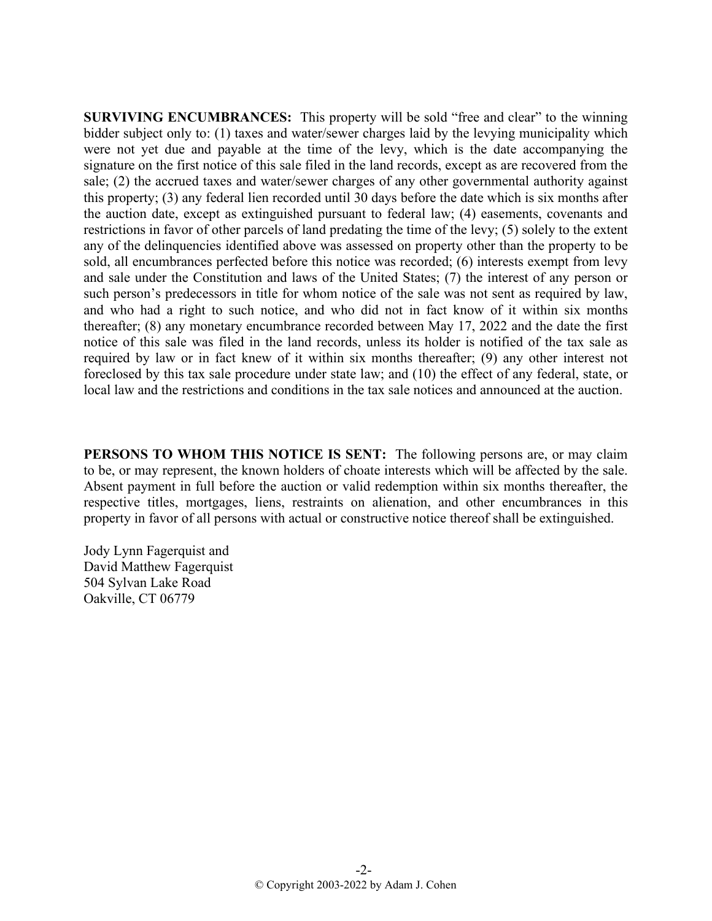**SURVIVING ENCUMBRANCES:** This property will be sold "free and clear" to the winning bidder subject only to: (1) taxes and water/sewer charges laid by the levying municipality which were not yet due and payable at the time of the levy, which is the date accompanying the signature on the first notice of this sale filed in the land records, except as are recovered from the sale; (2) the accrued taxes and water/sewer charges of any other governmental authority against this property; (3) any federal lien recorded until 30 days before the date which is six months after the auction date, except as extinguished pursuant to federal law; (4) easements, covenants and restrictions in favor of other parcels of land predating the time of the levy; (5) solely to the extent any of the delinquencies identified above was assessed on property other than the property to be sold, all encumbrances perfected before this notice was recorded; (6) interests exempt from levy and sale under the Constitution and laws of the United States; (7) the interest of any person or such person's predecessors in title for whom notice of the sale was not sent as required by law, and who had a right to such notice, and who did not in fact know of it within six months thereafter; (8) any monetary encumbrance recorded between May 17, 2022 and the date the first notice of this sale was filed in the land records, unless its holder is notified of the tax sale as required by law or in fact knew of it within six months thereafter; (9) any other interest not foreclosed by this tax sale procedure under state law; and (10) the effect of any federal, state, or local law and the restrictions and conditions in the tax sale notices and announced at the auction.

**PERSONS TO WHOM THIS NOTICE IS SENT:** The following persons are, or may claim to be, or may represent, the known holders of choate interests which will be affected by the sale. Absent payment in full before the auction or valid redemption within six months thereafter, the respective titles, mortgages, liens, restraints on alienation, and other encumbrances in this property in favor of all persons with actual or constructive notice thereof shall be extinguished.

Jody Lynn Fagerquist and
David Matthew Fagerquist
504 Sylvan Lake Road
Oakville, CT 06779

© Copyright 2003-2022 by Adam J. Cohen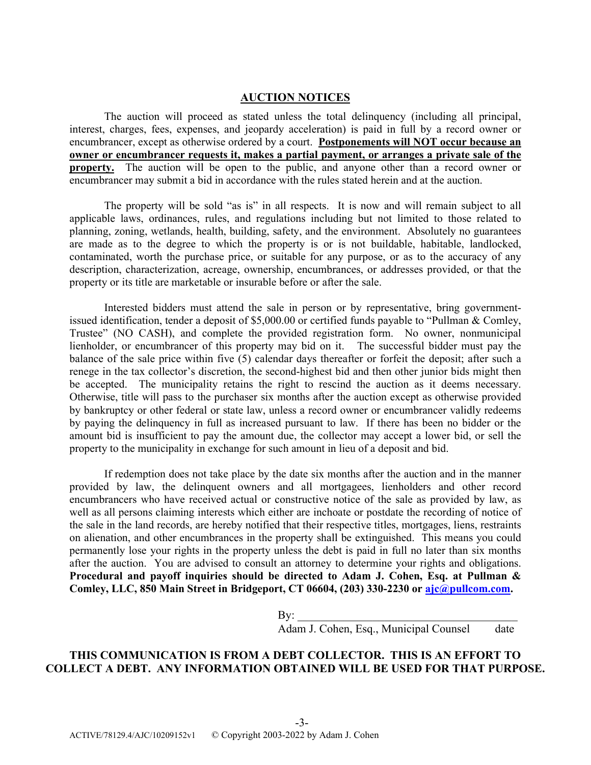## AUCTION NOTICES

The auction will proceed as stated unless the total delinquency (including all principal, interest, charges, fees, expenses, and jeopardy acceleration) is paid in full by a record owner or encumbrancer, except as otherwise ordered by a court. **Postponements will NOT occur because an owner or encumbrancer requests it, makes a partial payment, or arranges a private sale of the property.** The auction will be open to the public, and anyone other than a record owner or encumbrancer may submit a bid in accordance with the rules stated herein and at the auction.

The property will be sold "as is" in all respects. It is now and will remain subject to all applicable laws, ordinances, rules, and regulations including but not limited to those related to planning, zoning, wetlands, health, building, safety, and the environment. Absolutely no guarantees are made as to the degree to which the property is or is not buildable, habitable, landlocked, contaminated, worth the purchase price, or suitable for any purpose, or as to the accuracy of any description, characterization, acreage, ownership, encumbrances, or addresses provided, or that the property or its title are marketable or insurable before or after the sale.

Interested bidders must attend the sale in person or by representative, bring government-issued identification, tender a deposit of $5,000.00 or certified funds payable to "Pullman & Comley, Trustee" (NO CASH), and complete the provided registration form. No owner, nonmunicipal lienholder, or encumbrancer of this property may bid on it. The successful bidder must pay the balance of the sale price within five (5) calendar days thereafter or forfeit the deposit; after such a renege in the tax collector's discretion, the second-highest bid and then other junior bids might then be accepted. The municipality retains the right to rescind the auction as it deems necessary. Otherwise, title will pass to the purchaser six months after the auction except as otherwise provided by bankruptcy or other federal or state law, unless a record owner or encumbrancer validly redeems by paying the delinquency in full as increased pursuant to law. If there has been no bidder or the amount bid is insufficient to pay the amount due, the collector may accept a lower bid, or sell the property to the municipality in exchange for such amount in lieu of a deposit and bid.

If redemption does not take place by the date six months after the auction and in the manner provided by law, the delinquent owners and all mortgagees, lienholders and other record encumbrancers who have received actual or constructive notice of the sale as provided by law, as well as all persons claiming interests which either are inchoate or postdate the recording of notice of the sale in the land records, are hereby notified that their respective titles, mortgages, liens, restraints on alienation, and other encumbrances in the property shall be extinguished. This means you could permanently lose your rights in the property unless the debt is paid in full no later than six months after the auction. You are advised to consult an attorney to determine your rights and obligations. **Procedural and payoff inquiries should be directed to Adam J. Cohen, Esq. at Pullman & Comley, LLC, 850 Main Street in Bridgeport, CT 06604, (203) 330-2230 or ajc@pullcom.com.**

By: ____________________________________
Adam J. Cohen, Esq., Municipal Counsel date

**THIS COMMUNICATION IS FROM A DEBT COLLECTOR. THIS IS AN EFFORT TO COLLECT A DEBT. ANY INFORMATION OBTAINED WILL BE USED FOR THAT PURPOSE.**

ACTIVE/78129.4/AJC/10209152v1 © Copyright 2003-2022 by Adam J. Cohen